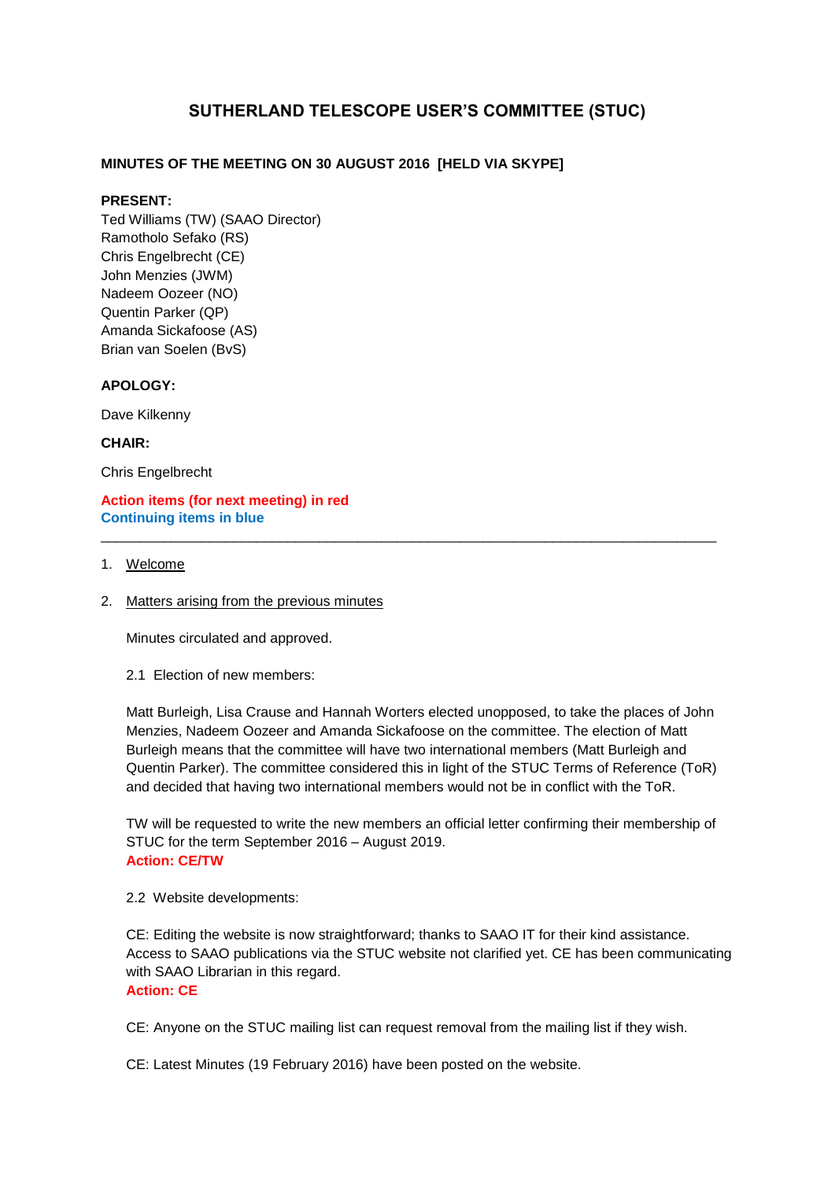# SUTHERLAND TELESCOPE USER'S COMMITTEE (STUC)

**MINUTES OF THE MEETING ON 30 AUGUST 2016 [HELD VIA SKYPE]**

**PRESENT:**
Ted Williams (TW) (SAAO Director)
Ramotholo Sefako (RS)
Chris Engelbrecht (CE)
John Menzies (JWM)
Nadeem Oozeer (NO)
Quentin Parker (QP)
Amanda Sickafoose (AS)
Brian van Soelen (BvS)

**APOLOGY:**

Dave Kilkenny

**CHAIR:**

Chris Engelbrecht

**Action items (for next meeting) in red**
**Continuing items in blue**

---

1. Welcome

2. Matters arising from the previous minutes

   Minutes circulated and approved.

   2.1 Election of new members:

   Matt Burleigh, Lisa Crause and Hannah Worters elected unopposed, to take the places of John Menzies, Nadeem Oozeer and Amanda Sickafoose on the committee. The election of Matt Burleigh means that the committee will have two international members (Matt Burleigh and Quentin Parker). The committee considered this in light of the STUC Terms of Reference (ToR) and decided that having two international members would not be in conflict with the ToR.

   TW will be requested to write the new members an official letter confirming their membership of STUC for the term September 2016 – August 2019.
   **Action: CE/TW**

   2.2 Website developments:

   CE: Editing the website is now straightforward; thanks to SAAO IT for their kind assistance. Access to SAAO publications via the STUC website not clarified yet. CE has been communicating with SAAO Librarian in this regard.
   **Action: CE**

   CE: Anyone on the STUC mailing list can request removal from the mailing list if they wish.

   CE: Latest Minutes (19 February 2016) have been posted on the website.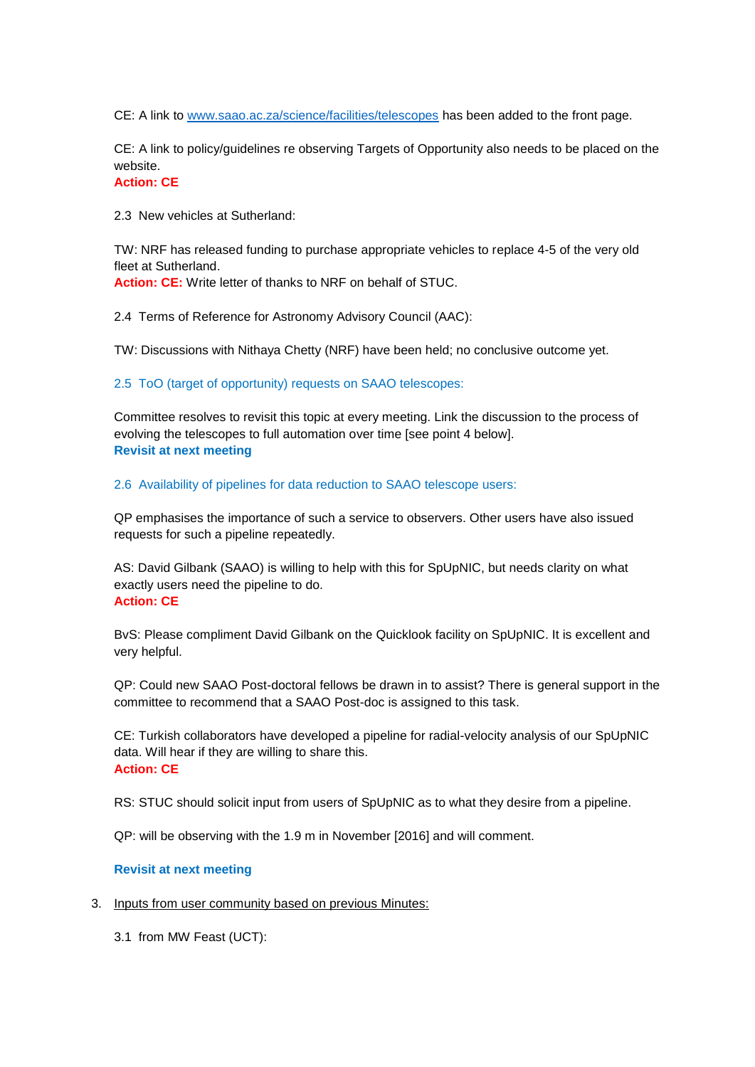CE: A link to [www.saao.ac.za/science/facilities/telescopes](http://www.saao.ac.za/science/facilities/telescopes) has been added to the front page.

CE: A link to policy/guidelines re observing Targets of Opportunity also needs to be placed on the website.
**Action: CE**

2.3 New vehicles at Sutherland:

TW: NRF has released funding to purchase appropriate vehicles to replace 4-5 of the very old fleet at Sutherland.
**Action: CE:** Write letter of thanks to NRF on behalf of STUC.

2.4 Terms of Reference for Astronomy Advisory Council (AAC):

TW: Discussions with Nithaya Chetty (NRF) have been held; no conclusive outcome yet.

2.5 ToO (target of opportunity) requests on SAAO telescopes:

Committee resolves to revisit this topic at every meeting. Link the discussion to the process of evolving the telescopes to full automation over time [see point 4 below].
**Revisit at next meeting**

2.6 Availability of pipelines for data reduction to SAAO telescope users:

QP emphasises the importance of such a service to observers. Other users have also issued requests for such a pipeline repeatedly.

AS: David Gilbank (SAAO) is willing to help with this for SpUpNIC, but needs clarity on what exactly users need the pipeline to do.
**Action: CE**

BvS: Please compliment David Gilbank on the Quicklook facility on SpUpNIC. It is excellent and very helpful.

QP: Could new SAAO Post-doctoral fellows be drawn in to assist? There is general support in the committee to recommend that a SAAO Post-doc is assigned to this task.

CE: Turkish collaborators have developed a pipeline for radial-velocity analysis of our SpUpNIC data. Will hear if they are willing to share this.
**Action: CE**

RS: STUC should solicit input from users of SpUpNIC as to what they desire from a pipeline.

QP: will be observing with the 1.9 m in November [2016] and will comment.

**Revisit at next meeting**

3. Inputs from user community based on previous Minutes:

3.1 from MW Feast (UCT):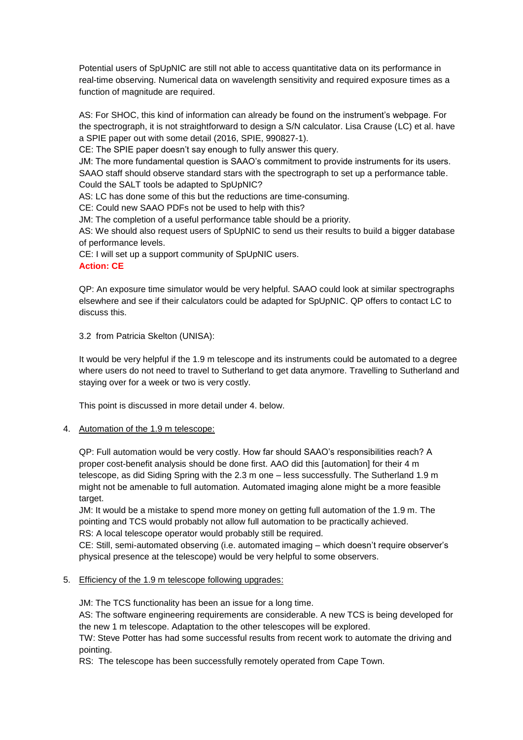Potential users of SpUpNIC are still not able to access quantitative data on its performance in real-time observing. Numerical data on wavelength sensitivity and required exposure times as a function of magnitude are required.

AS: For SHOC, this kind of information can already be found on the instrument's webpage. For the spectrograph, it is not straightforward to design a S/N calculator. Lisa Crause (LC) et al. have a SPIE paper out with some detail (2016, SPIE, 990827-1).
CE: The SPIE paper doesn't say enough to fully answer this query.
JM: The more fundamental question is SAAO's commitment to provide instruments for its users. SAAO staff should observe standard stars with the spectrograph to set up a performance table. Could the SALT tools be adapted to SpUpNIC?
AS: LC has done some of this but the reductions are time-consuming.
CE: Could new SAAO PDFs not be used to help with this?
JM: The completion of a useful performance table should be a priority.
AS: We should also request users of SpUpNIC to send us their results to build a bigger database of performance levels.
CE: I will set up a support community of SpUpNIC users.
**Action: CE**

QP: An exposure time simulator would be very helpful. SAAO could look at similar spectrographs elsewhere and see if their calculators could be adapted for SpUpNIC. QP offers to contact LC to discuss this.

3.2 from Patricia Skelton (UNISA):

It would be very helpful if the 1.9 m telescope and its instruments could be automated to a degree where users do not need to travel to Sutherland to get data anymore. Travelling to Sutherland and staying over for a week or two is very costly.

This point is discussed in more detail under 4. below.

4. Automation of the 1.9 m telescope:

QP: Full automation would be very costly. How far should SAAO's responsibilities reach? A proper cost-benefit analysis should be done first. AAO did this [automation] for their 4 m telescope, as did Siding Spring with the 2.3 m one – less successfully. The Sutherland 1.9 m might not be amenable to full automation. Automated imaging alone might be a more feasible target.
JM: It would be a mistake to spend more money on getting full automation of the 1.9 m. The pointing and TCS would probably not allow full automation to be practically achieved.
RS: A local telescope operator would probably still be required.
CE: Still, semi-automated observing (i.e. automated imaging – which doesn't require observer's physical presence at the telescope) would be very helpful to some observers.

5. Efficiency of the 1.9 m telescope following upgrades:

JM: The TCS functionality has been an issue for a long time.
AS: The software engineering requirements are considerable. A new TCS is being developed for the new 1 m telescope. Adaptation to the other telescopes will be explored.
TW: Steve Potter has had some successful results from recent work to automate the driving and pointing.
RS: The telescope has been successfully remotely operated from Cape Town.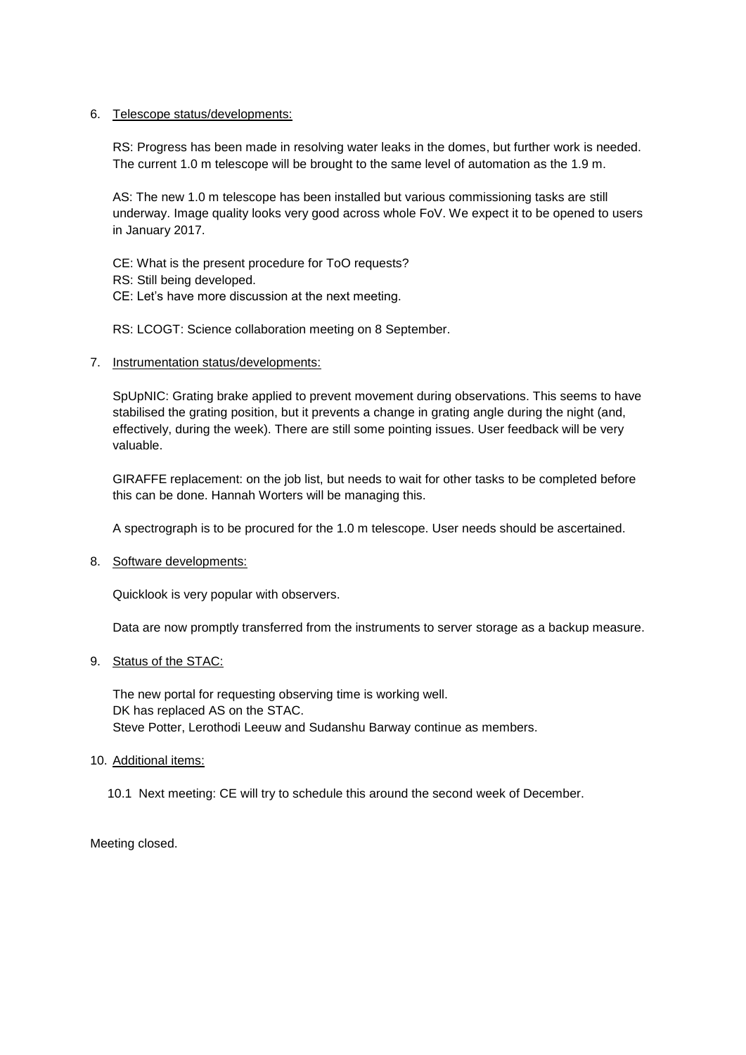6. <u>Telescope status/developments:</u>

   RS: Progress has been made in resolving water leaks in the domes, but further work is needed. The current 1.0 m telescope will be brought to the same level of automation as the 1.9 m.

   AS: The new 1.0 m telescope has been installed but various commissioning tasks are still underway. Image quality looks very good across whole FoV. We expect it to be opened to users in January 2017.

   CE: What is the present procedure for ToO requests?
   RS: Still being developed.
   CE: Let's have more discussion at the next meeting.

   RS: LCOGT: Science collaboration meeting on 8 September.

7. <u>Instrumentation status/developments:</u>

   SpUpNIC: Grating brake applied to prevent movement during observations. This seems to have stabilised the grating position, but it prevents a change in grating angle during the night (and, effectively, during the week). There are still some pointing issues. User feedback will be very valuable.

   GIRAFFE replacement: on the job list, but needs to wait for other tasks to be completed before this can be done. Hannah Worters will be managing this.

   A spectrograph is to be procured for the 1.0 m telescope. User needs should be ascertained.

8. <u>Software developments:</u>

   Quicklook is very popular with observers.

   Data are now promptly transferred from the instruments to server storage as a backup measure.

9. <u>Status of the STAC:</u>

   The new portal for requesting observing time is working well.
   DK has replaced AS on the STAC.
   Steve Potter, Lerothodi Leeuw and Sudanshu Barway continue as members.

10. <u>Additional items:</u>

    10.1 Next meeting: CE will try to schedule this around the second week of December.

Meeting closed.